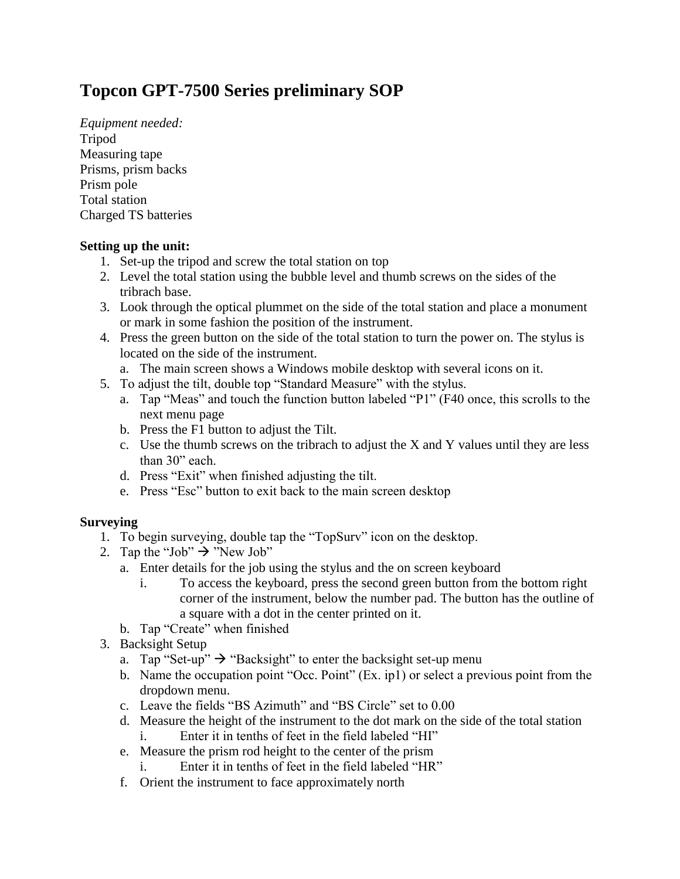# Topcon GPT-7500 Series preliminary SOP

*Equipment needed:*
Tripod
Measuring tape
Prisms, prism backs
Prism pole
Total station
Charged TS batteries

**Setting up the unit:**

1. Set-up the tripod and screw the total station on top
2. Level the total station using the bubble level and thumb screws on the sides of the tribrach base.
3. Look through the optical plummet on the side of the total station and place a monument or mark in some fashion the position of the instrument.
4. Press the green button on the side of the total station to turn the power on. The stylus is located on the side of the instrument.
   a. The main screen shows a Windows mobile desktop with several icons on it.
5. To adjust the tilt, double top "Standard Measure" with the stylus.
   a. Tap "Meas" and touch the function button labeled "P1" (F40 once, this scrolls to the next menu page
   b. Press the F1 button to adjust the Tilt.
   c. Use the thumb screws on the tribrach to adjust the X and Y values until they are less than 30" each.
   d. Press "Exit" when finished adjusting the tilt.
   e. Press "Esc" button to exit back to the main screen desktop

**Surveying**

1. To begin surveying, double tap the "TopSurv" icon on the desktop.
2. Tap the "Job" → "New Job"
   a. Enter details for the job using the stylus and the on screen keyboard
      i. To access the keyboard, press the second green button from the bottom right corner of the instrument, below the number pad. The button has the outline of a square with a dot in the center printed on it.
   b. Tap "Create" when finished
3. Backsight Setup
   a. Tap "Set-up" → "Backsight" to enter the backsight set-up menu
   b. Name the occupation point "Occ. Point" (Ex. ip1) or select a previous point from the dropdown menu.
   c. Leave the fields "BS Azimuth" and "BS Circle" set to 0.00
   d. Measure the height of the instrument to the dot mark on the side of the total station
      i. Enter it in tenths of feet in the field labeled "HI"
   e. Measure the prism rod height to the center of the prism
      i. Enter it in tenths of feet in the field labeled "HR"
   f. Orient the instrument to face approximately north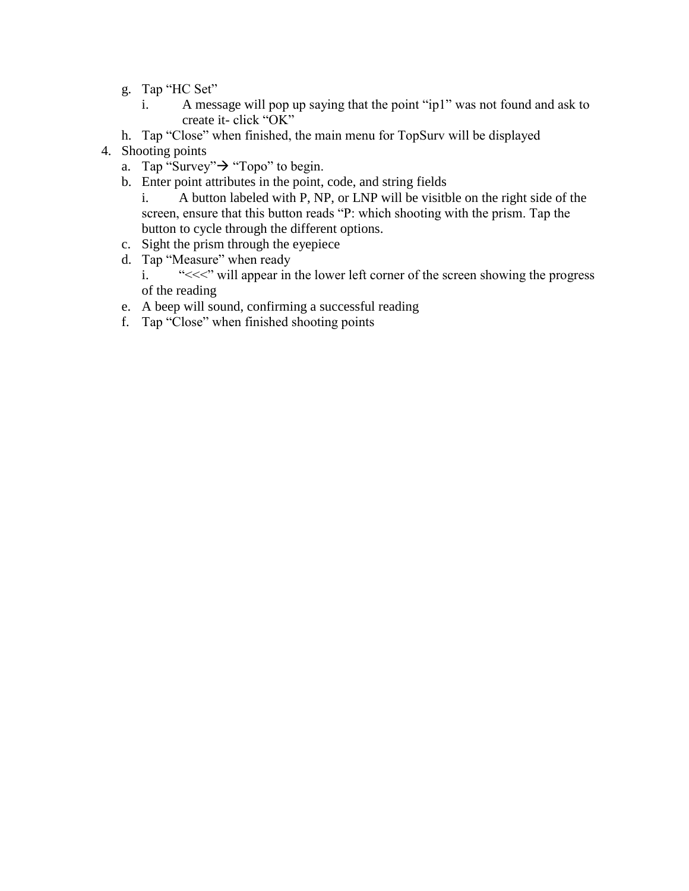g. Tap “HC Set”
    i. A message will pop up saying that the point “ip1” was not found and ask to create it- click “OK”
h. Tap “Close” when finished, the main menu for TopSurv will be displayed

4. Shooting points
    a. Tap “Survey”→ “Topo” to begin.
    b. Enter point attributes in the point, code, and string fields
        i. A button labeled with P, NP, or LNP will be visitble on the right side of the screen, ensure that this button reads “P: which shooting with the prism. Tap the button to cycle through the different options.
    c. Sight the prism through the eyepiece
    d. Tap “Measure” when ready
        i. “<<<” will appear in the lower left corner of the screen showing the progress of the reading
    e. A beep will sound, confirming a successful reading
    f. Tap “Close” when finished shooting points